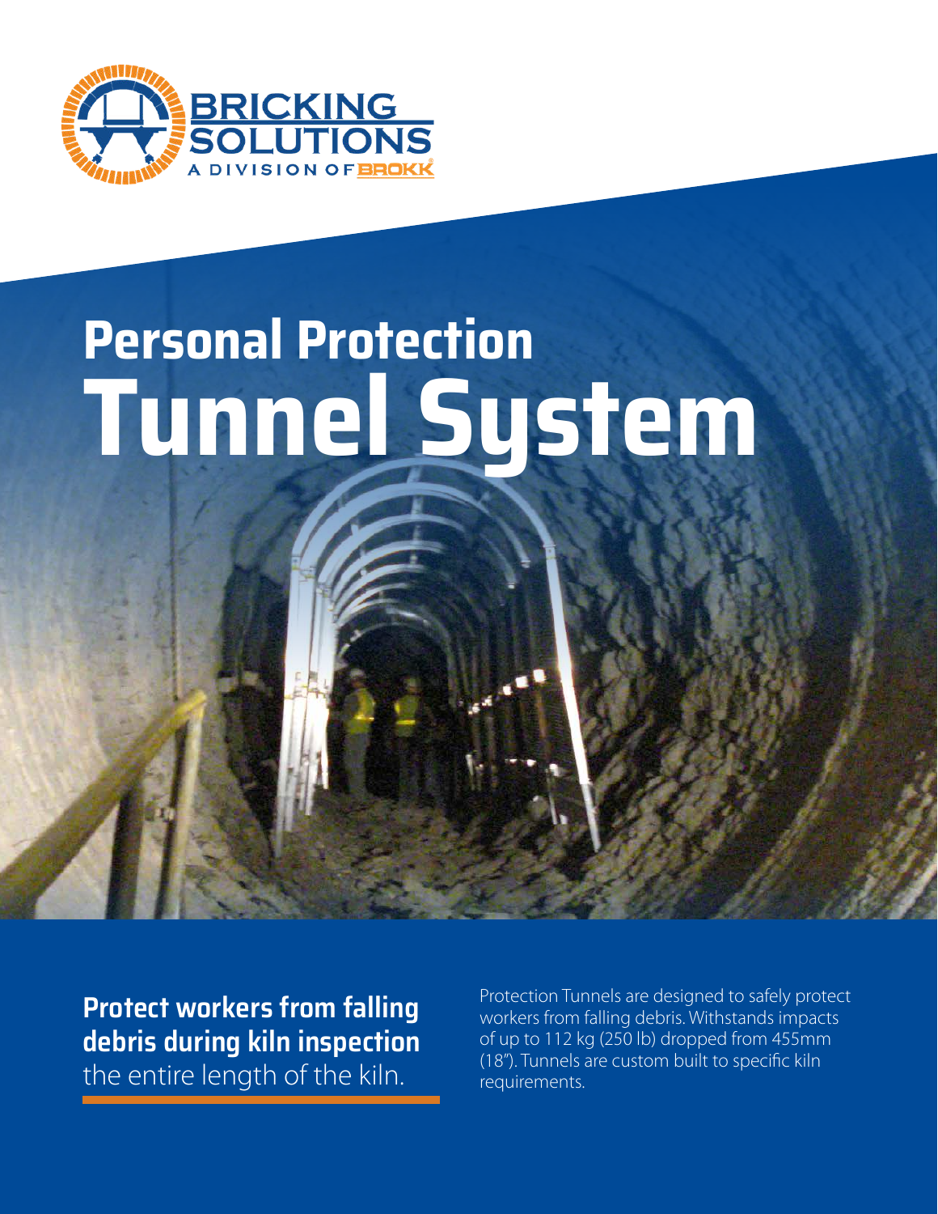BRICKING SOLUTIONS
A DIVISION OF BROKK

# Personal Protection Tunnel System

**Protect workers from falling debris during kiln inspection** the entire length of the kiln.

Protection Tunnels are designed to safely protect workers from falling debris. Withstands impacts of up to 112 kg (250 lb) dropped from 455mm (18"). Tunnels are custom built to specific kiln requirements.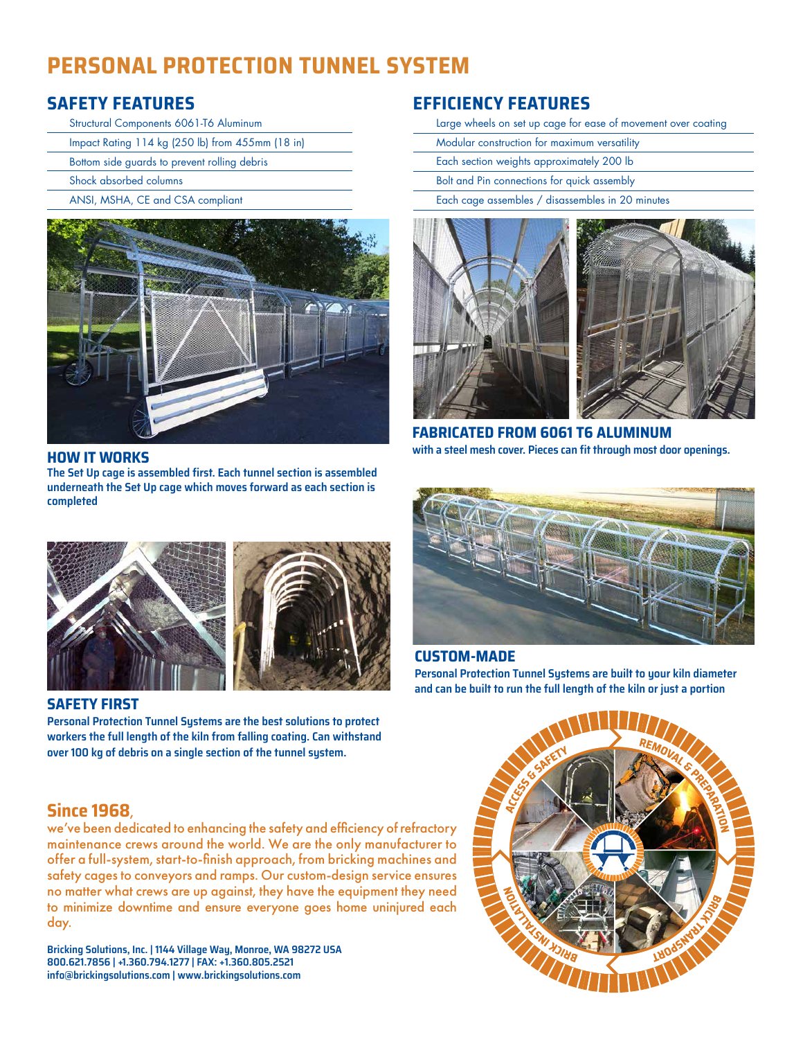# PERSONAL PROTECTION TUNNEL SYSTEM

## SAFETY FEATURES

- Structural Components 6061-T6 Aluminum
- Impact Rating 114 kg (250 lb) from 455mm (18 in)
- Bottom side guards to prevent rolling debris
- Shock absorbed columns
- ANSI, MSHA, CE and CSA compliant

## EFFICIENCY FEATURES

- Large wheels on set up cage for ease of movement over coating
- Modular construction for maximum versatility
- Each section weights approximately 200 lb
- Bolt and Pin connections for quick assembly
- Each cage assembles / disassembles in 20 minutes

### HOW IT WORKS

**The Set Up cage is assembled first. Each tunnel section is assembled underneath the Set Up cage which moves forward as each section is completed**

### FABRICATED FROM 6061 T6 ALUMINUM

**with a steel mesh cover. Pieces can fit through most door openings.**

### SAFETY FIRST

**Personal Protection Tunnel Systems are the best solutions to protect workers the full length of the kiln from falling coating. Can withstand over 100 kg of debris on a single section of the tunnel system.**

### CUSTOM-MADE

**Personal Protection Tunnel Systems are built to your kiln diameter and can be built to run the full length of the kiln or just a portion**

## Since 1968,

we've been dedicated to enhancing the safety and efficiency of refractory maintenance crews around the world. We are the only manufacturer to offer a full-system, start-to-finish approach, from bricking machines and safety cages to conveyors and ramps. Our custom-design service ensures no matter what crews are up against, they have the equipment they need to minimize downtime and ensure everyone goes home uninjured each day.

ACCESS & SAFETY
REMOVAL & PREPARATION
BRICK TRANSPORT
BRICK INSTALLATION

**Bricking Solutions, Inc. | 1144 Village Way, Monroe, WA 98272 USA**
**800.621.7856 | +1.360.794.1277 | FAX: +1.360.805.2521**
**info@brickingsolutions.com | www.brickingsolutions.com**